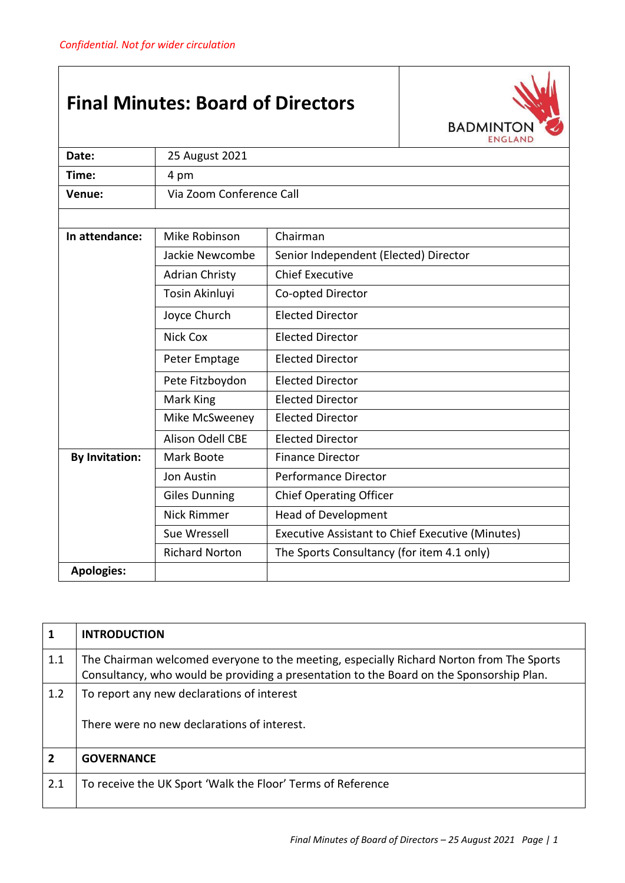*Confidential. Not for wider circulation*

# Final Minutes: Board of Directors

BADMINTON ENGLAND

| | | |
|---|---|---|
| **Date:** | 25 August 2021 | |
| **Time:** | 4 pm | |
| **Venue:** | Via Zoom Conference Call | |
| | | |
| **In attendance:** | Mike Robinson | Chairman |
| | Jackie Newcombe | Senior Independent (Elected) Director |
| | Adrian Christy | Chief Executive |
| | Tosin Akinluyi | Co-opted Director |
| | Joyce Church | Elected Director |
| | Nick Cox | Elected Director |
| | Peter Emptage | Elected Director |
| | Pete Fitzboydon | Elected Director |
| | Mark King | Elected Director |
| | Mike McSweeney | Elected Director |
| | Alison Odell CBE | Elected Director |
| **By Invitation:** | Mark Boote | Finance Director |
| | Jon Austin | Performance Director |
| | Giles Dunning | Chief Operating Officer |
| | Nick Rimmer | Head of Development |
| | Sue Wressell | Executive Assistant to Chief Executive (Minutes) |
| | Richard Norton | The Sports Consultancy (for item 4.1 only) |
| **Apologies:** | | |

| | |
|---|---|
| **1** | **INTRODUCTION** |
| 1.1 | The Chairman welcomed everyone to the meeting, especially Richard Norton from The Sports Consultancy, who would be providing a presentation to the Board on the Sponsorship Plan. |
| 1.2 | To report any new declarations of interest<br><br>There were no new declarations of interest. |
| **2** | **GOVERNANCE** |
| 2.1 | To receive the UK Sport 'Walk the Floor' Terms of Reference |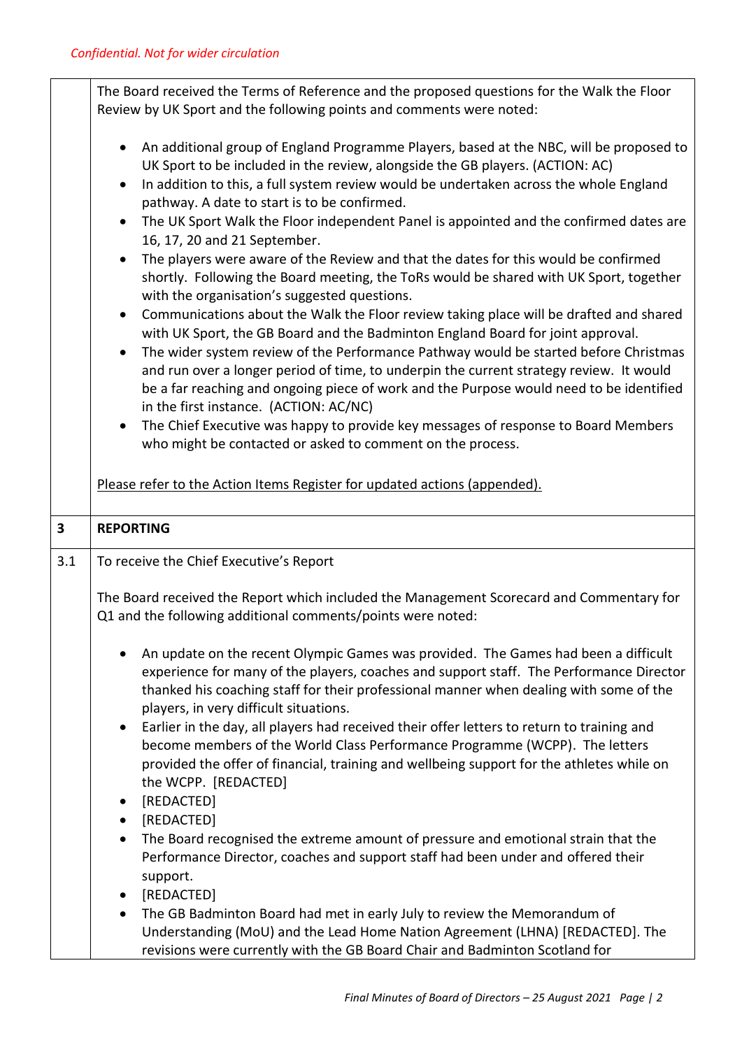*Confidential. Not for wider circulation*

| | |
|---|---|
| | The Board received the Terms of Reference and the proposed questions for the Walk the Floor Review by UK Sport and the following points and comments were noted:<br><br>• An additional group of England Programme Players, based at the NBC, will be proposed to UK Sport to be included in the review, alongside the GB players. (ACTION: AC)<br>• In addition to this, a full system review would be undertaken across the whole England pathway. A date to start is to be confirmed.<br>• The UK Sport Walk the Floor independent Panel is appointed and the confirmed dates are 16, 17, 20 and 21 September.<br>• The players were aware of the Review and that the dates for this would be confirmed shortly. Following the Board meeting, the ToRs would be shared with UK Sport, together with the organisation's suggested questions.<br>• Communications about the Walk the Floor review taking place will be drafted and shared with UK Sport, the GB Board and the Badminton England Board for joint approval.<br>• The wider system review of the Performance Pathway would be started before Christmas and run over a longer period of time, to underpin the current strategy review. It would be a far reaching and ongoing piece of work and the Purpose would need to be identified in the first instance. (ACTION: AC/NC)<br>• The Chief Executive was happy to provide key messages of response to Board Members who might be contacted or asked to comment on the process.<br><br><u>Please refer to the Action Items Register for updated actions (appended).</u> |
| **3** | **REPORTING** |
| 3.1 | To receive the Chief Executive's Report<br><br>The Board received the Report which included the Management Scorecard and Commentary for Q1 and the following additional comments/points were noted:<br><br>• An update on the recent Olympic Games was provided. The Games had been a difficult experience for many of the players, coaches and support staff. The Performance Director thanked his coaching staff for their professional manner when dealing with some of the players, in very difficult situations.<br>• Earlier in the day, all players had received their offer letters to return to training and become members of the World Class Performance Programme (WCPP). The letters provided the offer of financial, training and wellbeing support for the athletes while on the WCPP. [REDACTED]<br>• [REDACTED]<br>• [REDACTED]<br>• The Board recognised the extreme amount of pressure and emotional strain that the Performance Director, coaches and support staff had been under and offered their support.<br>• [REDACTED]<br>• The GB Badminton Board had met in early July to review the Memorandum of Understanding (MoU) and the Lead Home Nation Agreement (LHNA) [REDACTED]. The revisions were currently with the GB Board Chair and Badminton Scotland for |

*Final Minutes of Board of Directors – 25 August 2021*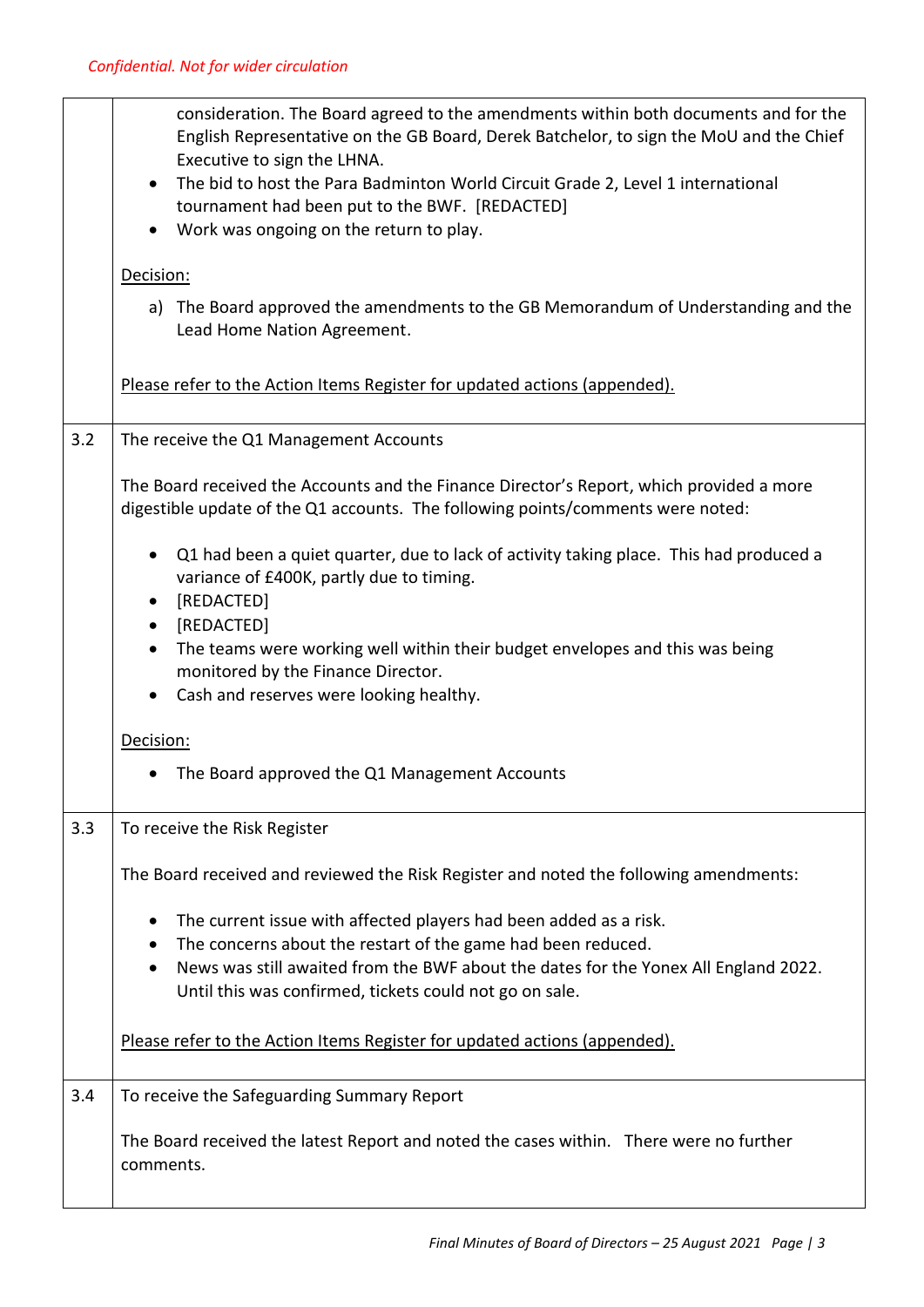*Confidential. Not for wider circulation*

| | |
|---|---|
| | consideration. The Board agreed to the amendments within both documents and for the English Representative on the GB Board, Derek Batchelor, to sign the MoU and the Chief Executive to sign the LHNA.<br>• The bid to host the Para Badminton World Circuit Grade 2, Level 1 international tournament had been put to the BWF. [REDACTED]<br>• Work was ongoing on the return to play.<br><br><u>Decision:</u><br>a) The Board approved the amendments to the GB Memorandum of Understanding and the Lead Home Nation Agreement.<br><br><u>Please refer to the Action Items Register for updated actions (appended).</u> |
| 3.2 | The receive the Q1 Management Accounts<br><br>The Board received the Accounts and the Finance Director's Report, which provided a more digestible update of the Q1 accounts. The following points/comments were noted:<br><br>• Q1 had been a quiet quarter, due to lack of activity taking place. This had produced a variance of £400K, partly due to timing.<br>• [REDACTED]<br>• [REDACTED]<br>• The teams were working well within their budget envelopes and this was being monitored by the Finance Director.<br>• Cash and reserves were looking healthy.<br><br><u>Decision:</u><br>• The Board approved the Q1 Management Accounts |
| 3.3 | To receive the Risk Register<br><br>The Board received and reviewed the Risk Register and noted the following amendments:<br><br>• The current issue with affected players had been added as a risk.<br>• The concerns about the restart of the game had been reduced.<br>• News was still awaited from the BWF about the dates for the Yonex All England 2022. Until this was confirmed, tickets could not go on sale.<br><br><u>Please refer to the Action Items Register for updated actions (appended).</u> |
| 3.4 | To receive the Safeguarding Summary Report<br><br>The Board received the latest Report and noted the cases within. There were no further comments. |

*Final Minutes of Board of Directors – 25 August 2021*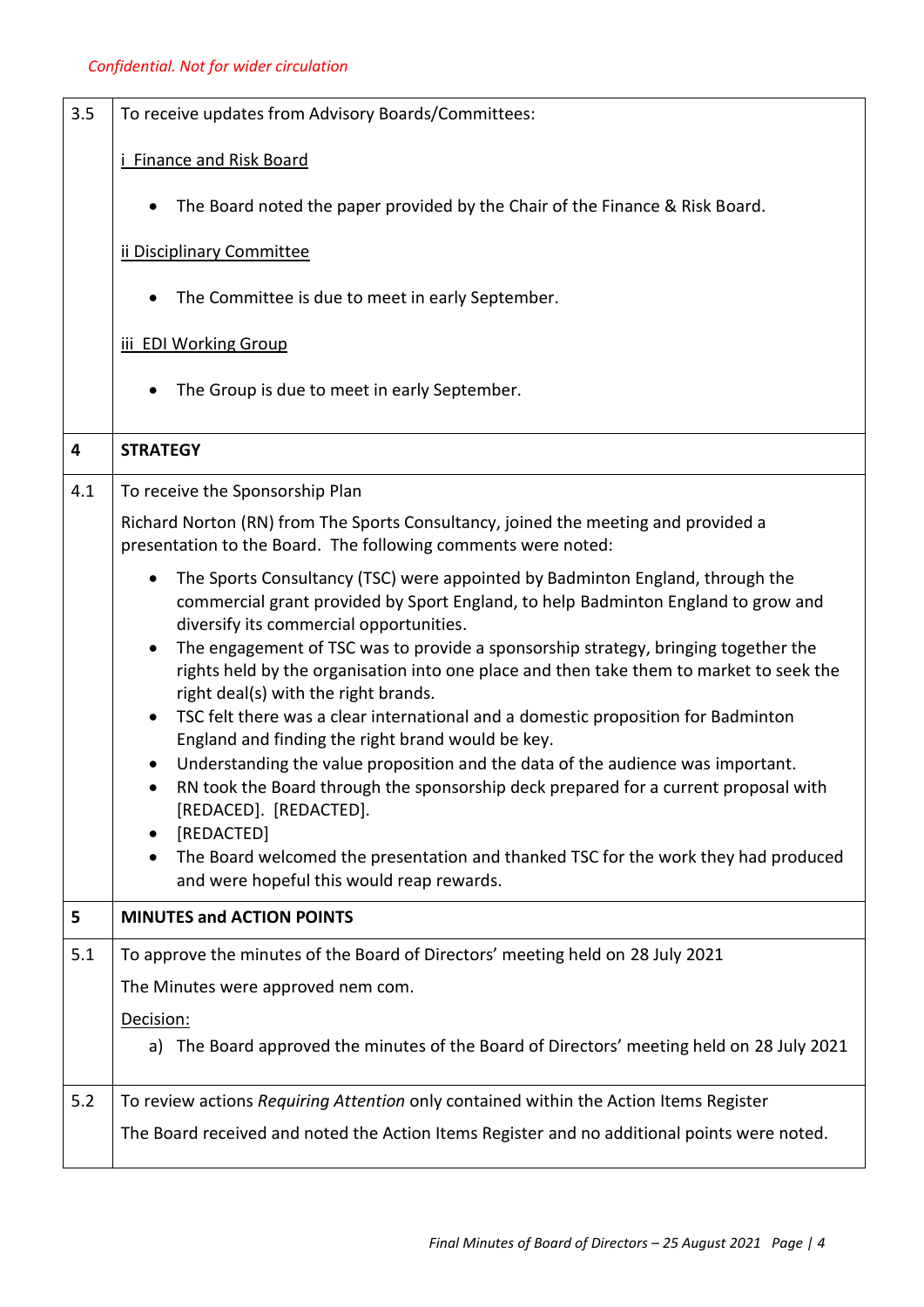*Confidential. Not for wider circulation*

| | |
|---|---|
| 3.5 | To receive updates from Advisory Boards/Committees:<br><br><u>i Finance and Risk Board</u><br><br>• The Board noted the paper provided by the Chair of the Finance & Risk Board.<br><br><u>ii Disciplinary Committee</u><br><br>• The Committee is due to meet in early September.<br><br><u>iii EDI Working Group</u><br><br>• The Group is due to meet in early September. |
| **4** | **STRATEGY** |
| 4.1 | To receive the Sponsorship Plan<br><br>Richard Norton (RN) from The Sports Consultancy, joined the meeting and provided a presentation to the Board. The following comments were noted:<br><br>• The Sports Consultancy (TSC) were appointed by Badminton England, through the commercial grant provided by Sport England, to help Badminton England to grow and diversify its commercial opportunities.<br>• The engagement of TSC was to provide a sponsorship strategy, bringing together the rights held by the organisation into one place and then take them to market to seek the right deal(s) with the right brands.<br>• TSC felt there was a clear international and a domestic proposition for Badminton England and finding the right brand would be key.<br>• Understanding the value proposition and the data of the audience was important.<br>• RN took the Board through the sponsorship deck prepared for a current proposal with [REDACTED]. [REDACTED].<br>• [REDACTED]<br>• The Board welcomed the presentation and thanked TSC for the work they had produced and were hopeful this would reap rewards. |
| **5** | **MINUTES and ACTION POINTS** |
| 5.1 | To approve the minutes of the Board of Directors' meeting held on 28 July 2021<br><br>The Minutes were approved nem com.<br><br><u>Decision:</u><br>a) The Board approved the minutes of the Board of Directors' meeting held on 28 July 2021 |
| 5.2 | To review actions *Requiring Attention* only contained within the Action Items Register<br><br>The Board received and noted the Action Items Register and no additional points were noted. |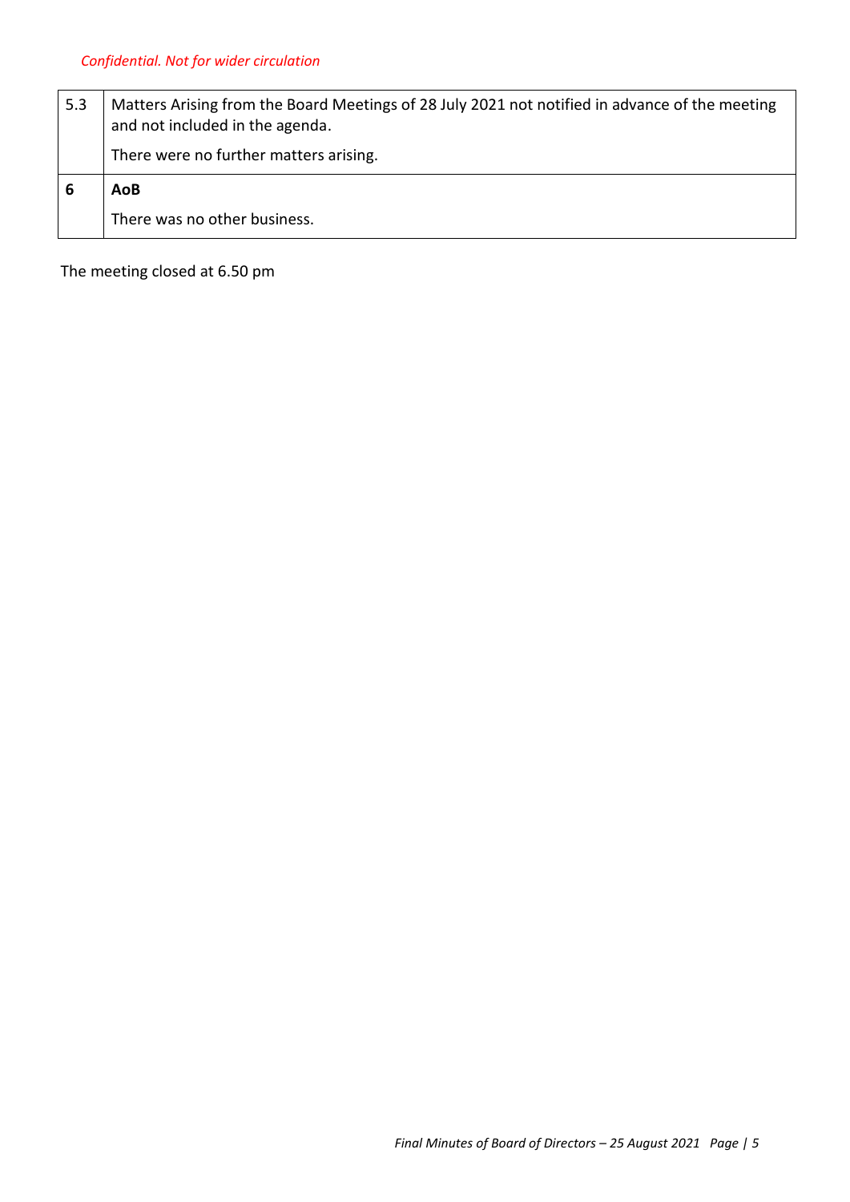*Confidential. Not for wider circulation*

| | |
|---|---|
| 5.3 | Matters Arising from the Board Meetings of 28 July 2021 not notified in advance of the meeting and not included in the agenda.<br><br>There were no further matters arising. |
| **6** | **AoB**<br><br>There was no other business. |

The meeting closed at 6.50 pm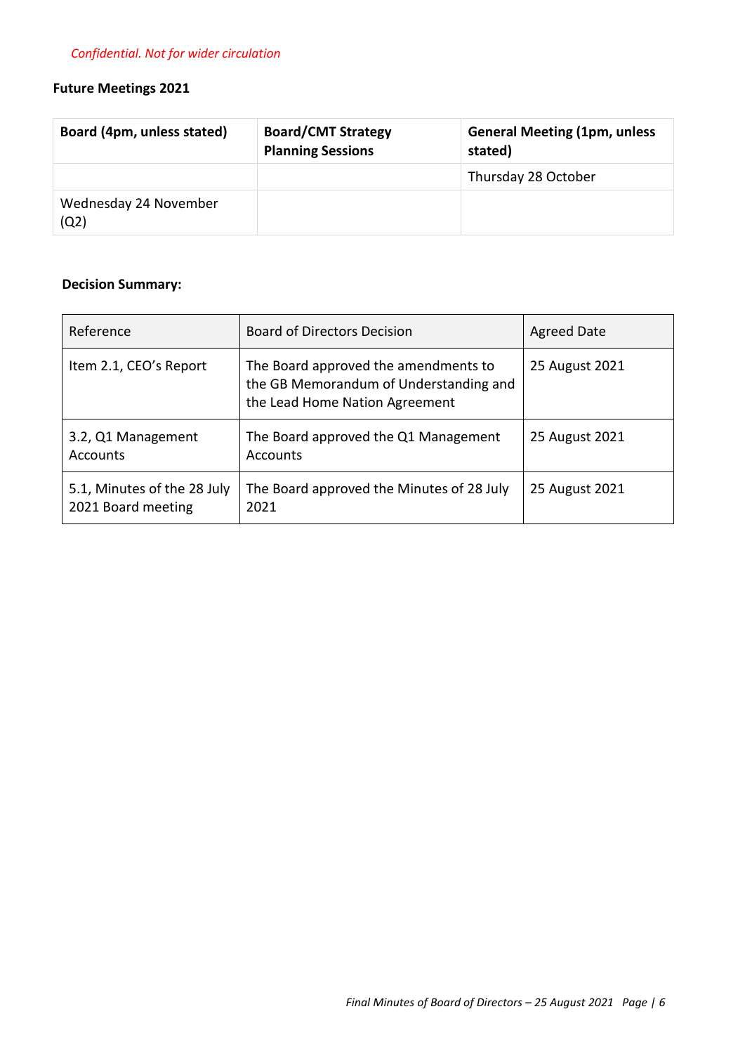*Confidential. Not for wider circulation*

**Future Meetings 2021**

| Board (4pm, unless stated) | Board/CMT Strategy Planning Sessions | General Meeting (1pm, unless stated) |
|---|---|---|
| | | Thursday 28 October |
| Wednesday 24 November (Q2) | | |

**Decision Summary:**

| Reference | Board of Directors Decision | Agreed Date |
|---|---|---|
| Item 2.1, CEO's Report | The Board approved the amendments to the GB Memorandum of Understanding and the Lead Home Nation Agreement | 25 August 2021 |
| 3.2, Q1 Management Accounts | The Board approved the Q1 Management Accounts | 25 August 2021 |
| 5.1, Minutes of the 28 July 2021 Board meeting | The Board approved the Minutes of 28 July 2021 | 25 August 2021 |